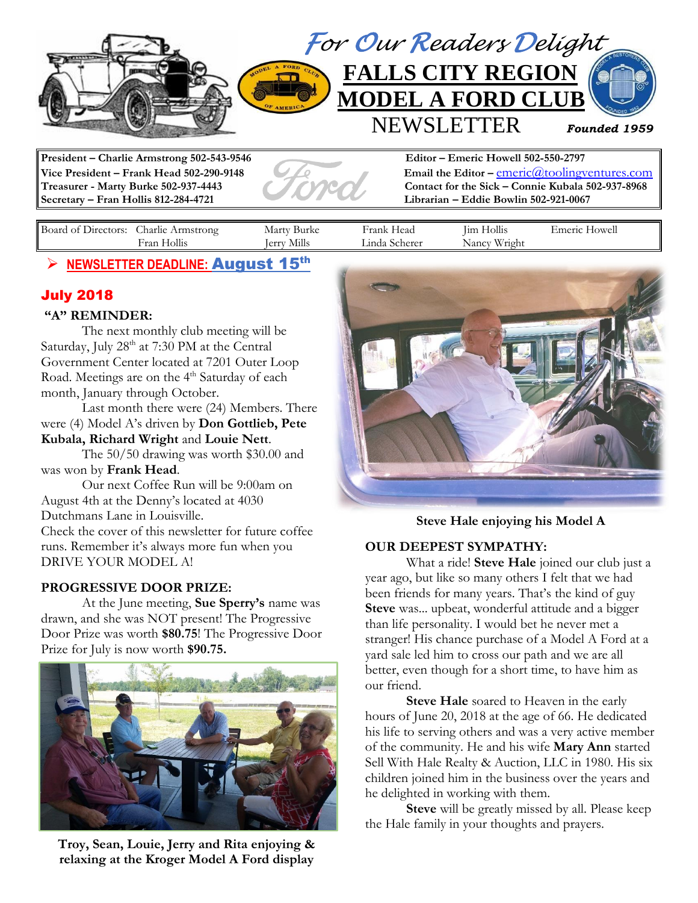*For Our Readers Delight*

# FALLS CITY REGION MODEL A FORD CLUB NEWSLETTER

***Founded 1959***

**President – Charlie Armstrong 502-543-9546**
**Vice President – Frank Head 502-290-9148**
**Treasurer - Marty Burke 502-937-4443**
**Secretary – Fran Hollis 812-284-4721**

**Editor – Emeric Howell 502-550-2797**
**Email the Editor –** emeric@toolingventures.com
**Contact for the Sick – Connie Kubala 502-937-8968**
**Librarian – Eddie Bowlin 502-921-0067**

| Board of Directors: | Charlie Armstrong | Marty Burke | Frank Head | Jim Hollis | Emeric Howell |
|---|---|---|---|---|---|
| | Fran Hollis | Jerry Mills | Linda Scherer | Nancy Wright | |

- **NEWSLETTER DEADLINE: August 15th**

## July 2018

### "A" REMINDER:

The next monthly club meeting will be Saturday, July 28th at 7:30 PM at the Central Government Center located at 7201 Outer Loop Road. Meetings are on the 4th Saturday of each month, January through October.

Last month there were (24) Members. There were (4) Model A's driven by **Don Gottlieb, Pete Kubala, Richard Wright** and **Louie Nett**.

The 50/50 drawing was worth $30.00 and was won by **Frank Head**.

Our next Coffee Run will be 9:00am on August 4th at the Denny's located at 4030 Dutchmans Lane in Louisville.

Check the cover of this newsletter for future coffee runs. Remember it's always more fun when you DRIVE YOUR MODEL A!

### PROGRESSIVE DOOR PRIZE:

At the June meeting, **Sue Sperry's** name was drawn, and she was NOT present! The Progressive Door Prize was worth **$80.75**! The Progressive Door Prize for July is now worth **$90.75.**

**Troy, Sean, Louie, Jerry and Rita enjoying & relaxing at the Kroger Model A Ford display**

**Steve Hale enjoying his Model A**

### OUR DEEPEST SYMPATHY:

What a ride! **Steve Hale** joined our club just a year ago, but like so many others I felt that we had been friends for many years. That's the kind of guy **Steve** was... upbeat, wonderful attitude and a bigger than life personality. I would bet he never met a stranger! His chance purchase of a Model A Ford at a yard sale led him to cross our path and we are all better, even though for a short time, to have him as our friend.

**Steve Hale** soared to Heaven in the early hours of June 20, 2018 at the age of 66. He dedicated his life to serving others and was a very active member of the community. He and his wife **Mary Ann** started Sell With Hale Realty & Auction, LLC in 1980. His six children joined him in the business over the years and he delighted in working with them.

**Steve** will be greatly missed by all. Please keep the Hale family in your thoughts and prayers.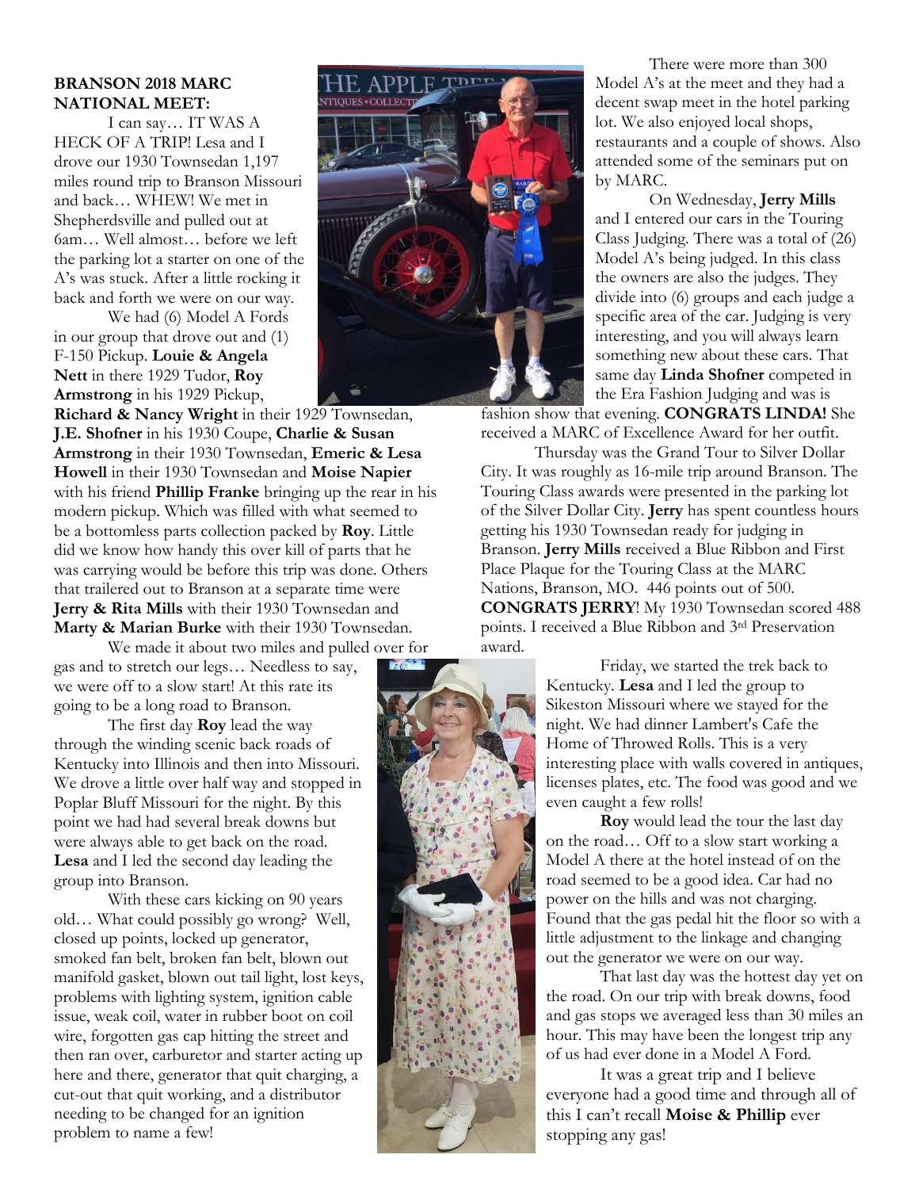**BRANSON 2018 MARC NATIONAL MEET:**

I can say… IT WAS A HECK OF A TRIP! Lesa and I drove our 1930 Townsedan 1,197 miles round trip to Branson Missouri and back… WHEW! We met in Shepherdsville and pulled out at 6am… Well almost… before we left the parking lot a starter on one of the A's was stuck. After a little rocking it back and forth we were on our way.

We had (6) Model A Fords in our group that drove out and (1) F-150 Pickup. **Louie & Angela Nett** in there 1929 Tudor, **Roy Armstrong** in his 1929 Pickup, **Richard & Nancy Wright** in their 1929 Townsedan, **J.E. Shofner** in his 1930 Coupe, **Charlie & Susan Armstrong** in their 1930 Townsedan, **Emeric & Lesa Howell** in their 1930 Townsedan and **Moise Napier** with his friend **Phillip Franke** bringing up the rear in his modern pickup. Which was filled with what seemed to be a bottomless parts collection packed by **Roy**. Little did we know how handy this over kill of parts that he was carrying would be before this trip was done. Others that trailered out to Branson at a separate time were **Jerry & Rita Mills** with their 1930 Townsedan and **Marty & Marian Burke** with their 1930 Townsedan.

We made it about two miles and pulled over for gas and to stretch our legs… Needless to say, we were off to a slow start! At this rate its going to be a long road to Branson.

The first day **Roy** lead the way through the winding scenic back roads of Kentucky into Illinois and then into Missouri. We drove a little over half way and stopped in Poplar Bluff Missouri for the night. By this point we had had several break downs but were always able to get back on the road. **Lesa** and I led the second day leading the group into Branson.

With these cars kicking on 90 years old… What could possibly go wrong? Well, closed up points, locked up generator, smoked fan belt, broken fan belt, blown out manifold gasket, blown out tail light, lost keys, problems with lighting system, ignition cable issue, weak coil, water in rubber boot on coil wire, forgotten gas cap hitting the street and then ran over, carburetor and starter acting up here and there, generator that quit charging, a cut-out that quit working, and a distributor needing to be changed for an ignition problem to name a few!

There were more than 300 Model A's at the meet and they had a decent swap meet in the hotel parking lot. We also enjoyed local shops, restaurants and a couple of shows. Also attended some of the seminars put on by MARC.

On Wednesday, **Jerry Mills** and I entered our cars in the Touring Class Judging. There was a total of (26) Model A's being judged. In this class the owners are also the judges. They divide into (6) groups and each judge a specific area of the car. Judging is very interesting, and you will always learn something new about these cars. That same day **Linda Shofner** competed in the Era Fashion Judging and was is fashion show that evening. **CONGRATS LINDA!** She received a MARC of Excellence Award for her outfit.

Thursday was the Grand Tour to Silver Dollar City. It was roughly as 16-mile trip around Branson. The Touring Class awards were presented in the parking lot of the Silver Dollar City. **Jerry** has spent countless hours getting his 1930 Townsedan ready for judging in Branson. **Jerry Mills** received a Blue Ribbon and First Place Plaque for the Touring Class at the MARC Nations, Branson, MO. 446 points out of 500. **CONGRATS JERRY**! My 1930 Townsedan scored 488 points. I received a Blue Ribbon and 3rd Preservation award.

Friday, we started the trek back to Kentucky. **Lesa** and I led the group to Sikeston Missouri where we stayed for the night. We had dinner Lambert's Cafe the Home of Throwed Rolls. This is a very interesting place with walls covered in antiques, licenses plates, etc. The food was good and we even caught a few rolls!

**Roy** would lead the tour the last day on the road… Off to a slow start working a Model A there at the hotel instead of on the road seemed to be a good idea. Car had no power on the hills and was not charging. Found that the gas pedal hit the floor so with a little adjustment to the linkage and changing out the generator we were on our way.

That last day was the hottest day yet on the road. On our trip with break downs, food and gas stops we averaged less than 30 miles an hour. This may have been the longest trip any of us had ever done in a Model A Ford.

It was a great trip and I believe everyone had a good time and through all of this I can't recall **Moise & Phillip** ever stopping any gas!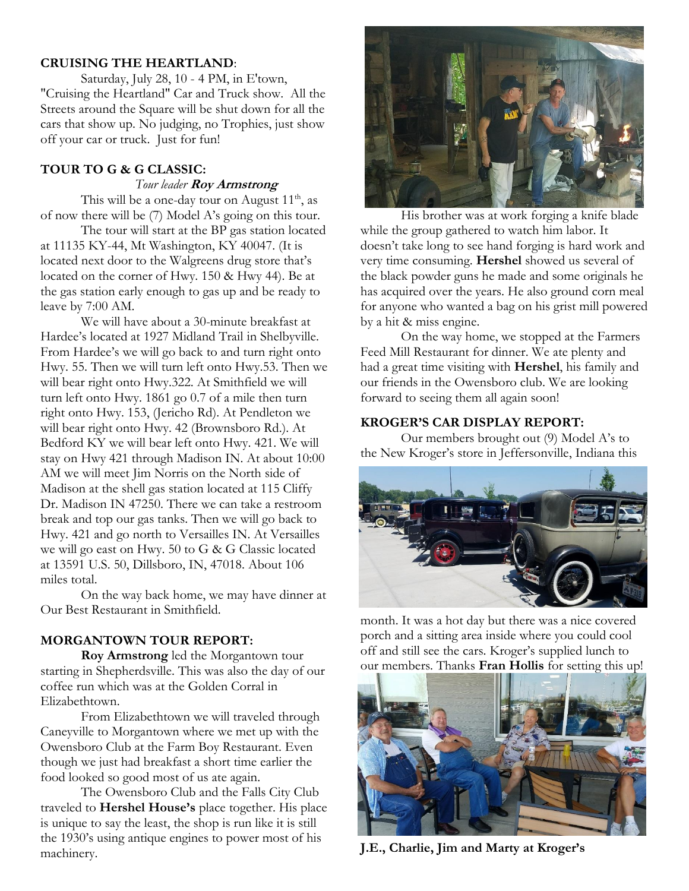**CRUISING THE HEARTLAND**:

Saturday, July 28, 10 - 4 PM, in E'town, "Cruising the Heartland" Car and Truck show. All the Streets around the Square will be shut down for all the cars that show up. No judging, no Trophies, just show off your car or truck. Just for fun!

**TOUR TO G & G CLASSIC:**

*Tour leader* ***Roy Armstrong***

This will be a one-day tour on August 11th, as of now there will be (7) Model A's going on this tour.

The tour will start at the BP gas station located at 11135 KY-44, Mt Washington, KY 40047. (It is located next door to the Walgreens drug store that's located on the corner of Hwy. 150 & Hwy 44). Be at the gas station early enough to gas up and be ready to leave by 7:00 AM.

We will have about a 30-minute breakfast at Hardee's located at 1927 Midland Trail in Shelbyville. From Hardee's we will go back to and turn right onto Hwy. 55. Then we will turn left onto Hwy.53. Then we will bear right onto Hwy.322. At Smithfield we will turn left onto Hwy. 1861 go 0.7 of a mile then turn right onto Hwy. 153, (Jericho Rd). At Pendleton we will bear right onto Hwy. 42 (Brownsboro Rd.). At Bedford KY we will bear left onto Hwy. 421. We will stay on Hwy 421 through Madison IN. At about 10:00 AM we will meet Jim Norris on the North side of Madison at the shell gas station located at 115 Cliffy Dr. Madison IN 47250. There we can take a restroom break and top our gas tanks. Then we will go back to Hwy. 421 and go north to Versailles IN. At Versailles we will go east on Hwy. 50 to G & G Classic located at 13591 U.S. 50, Dillsboro, IN, 47018. About 106 miles total.

On the way back home, we may have dinner at Our Best Restaurant in Smithfield.

**MORGANTOWN TOUR REPORT:**

**Roy Armstrong** led the Morgantown tour starting in Shepherdsville. This was also the day of our coffee run which was at the Golden Corral in Elizabethtown.

From Elizabethtown we will traveled through Caneyville to Morgantown where we met up with the Owensboro Club at the Farm Boy Restaurant. Even though we just had breakfast a short time earlier the food looked so good most of us ate again.

The Owensboro Club and the Falls City Club traveled to **Hershel House's** place together. His place is unique to say the least, the shop is run like it is still the 1930's using antique engines to power most of his machinery.

His brother was at work forging a knife blade while the group gathered to watch him labor. It doesn't take long to see hand forging is hard work and very time consuming. **Hershel** showed us several of the black powder guns he made and some originals he has acquired over the years. He also ground corn meal for anyone who wanted a bag on his grist mill powered by a hit & miss engine.

On the way home, we stopped at the Farmers Feed Mill Restaurant for dinner. We ate plenty and had a great time visiting with **Hershel**, his family and our friends in the Owensboro club. We are looking forward to seeing them all again soon!

**KROGER'S CAR DISPLAY REPORT:**

Our members brought out (9) Model A's to the New Kroger's store in Jeffersonville, Indiana this month. It was a hot day but there was a nice covered porch and a sitting area inside where you could cool off and still see the cars. Kroger's supplied lunch to our members. Thanks **Fran Hollis** for setting this up!

**J.E., Charlie, Jim and Marty at Kroger's**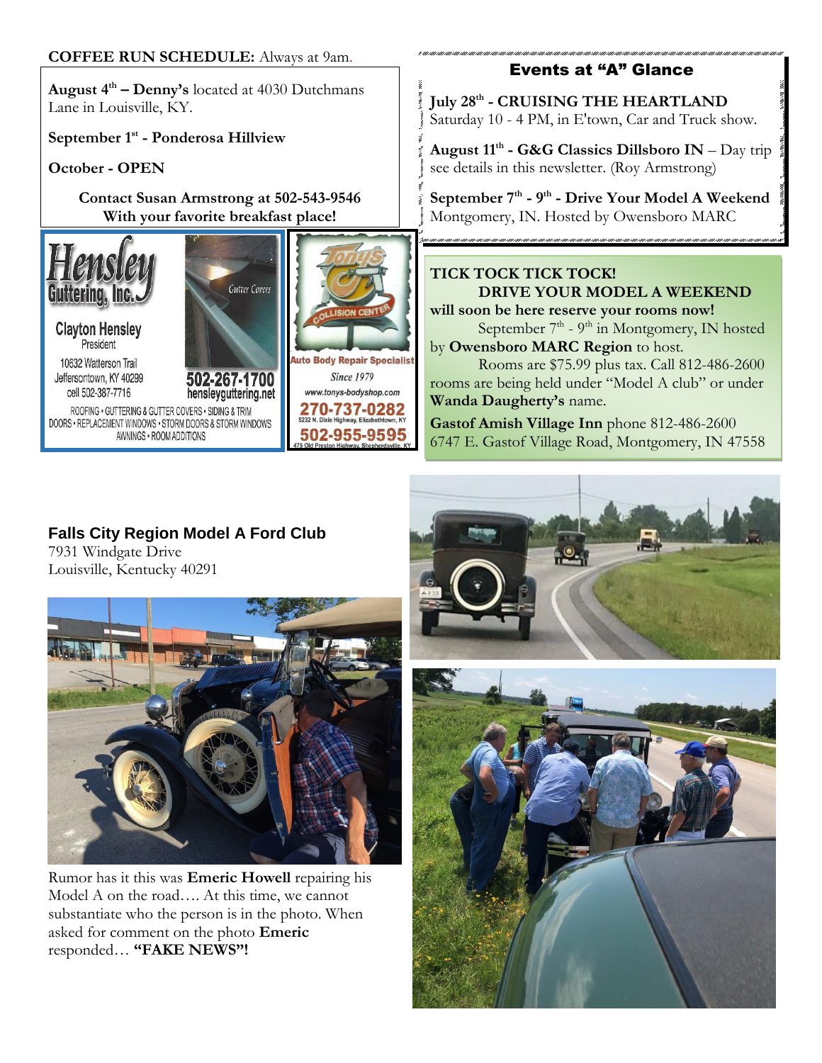**COFFEE RUN SCHEDULE:** Always at 9am.

**August 4th – Denny's** located at 4030 Dutchmans Lane in Louisville, KY.

**September 1st - Ponderosa Hillview**

**October - OPEN**

**Contact Susan Armstrong at 502-543-9546**
**With your favorite breakfast place!**

Hensley Guttering, Inc.
Clayton Hensley
President
10632 Watterson Trail
Jeffersontown, KY 40299
cell 502-387-7716
Gutter Covers
502-267-1700
hensleyguttering.net
ROOFING • GUTTERING & GUTTER COVERS • SIDING & TRIM
DOORS • REPLACEMENT WINDOWS • STORM DOORS & STORM WINDOWS
AWNINGS • ROOM ADDITIONS

Tony's Collision Center
Auto Body Repair Specialist
Since 1979
www.tonys-bodyshop.com
270-737-0282
5232 N. Dixie Highway, Elizabethtown, KY
502-955-9595
475 Old Preston Highway, Shepherdsville, KY

## Events at "A" Glance

**July 28th - CRUISING THE HEARTLAND**
Saturday 10 - 4 PM, in E'town, Car and Truck show.

**August 11th - G&G Classics Dillsboro IN** – Day trip see details in this newsletter. (Roy Armstrong)

**September 7th - 9th - Drive Your Model A Weekend**
Montgomery, IN. Hosted by Owensboro MARC

**TICK TOCK TICK TOCK!**
**DRIVE YOUR MODEL A WEEKEND**
**will soon be here reserve your rooms now!**

September 7th - 9th in Montgomery, IN hosted by **Owensboro MARC Region** to host.

Rooms are $75.99 plus tax. Call 812-486-2600 rooms are being held under "Model A club" or under **Wanda Daugherty's** name.

**Gastof Amish Village Inn** phone 812-486-2600
6747 E. Gastof Village Road, Montgomery, IN 47558

### Falls City Region Model A Ford Club
7931 Windgate Drive
Louisville, Kentucky 40291

Rumor has it this was **Emeric Howell** repairing his Model A on the road…. At this time, we cannot substantiate who the person is in the photo. When asked for comment on the photo **Emeric** responded… **"FAKE NEWS"!**